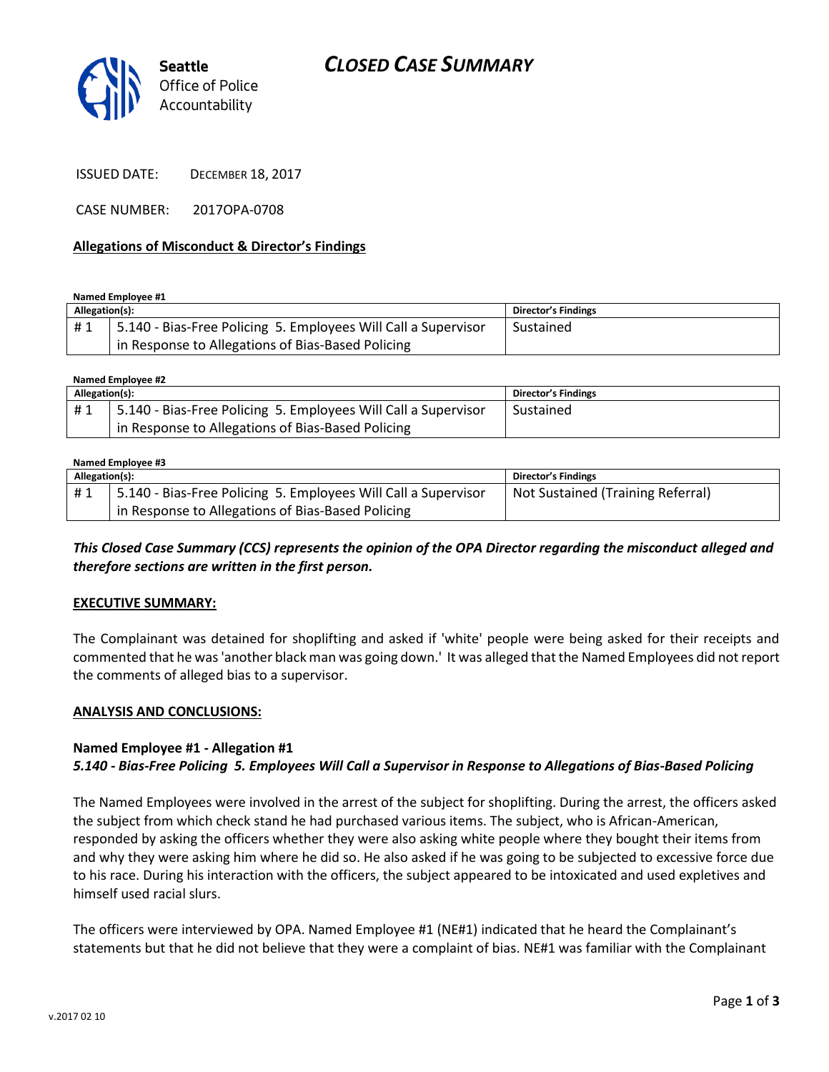Seattle Office of Police Accountability

# CLOSED CASE SUMMARY

ISSUED DATE: DECEMBER 18, 2017

CASE NUMBER: 2017OPA-0708

### Allegations of Misconduct & Director's Findings

**Named Employee #1**

| Allegation(s): | | Director's Findings |
|---|---|---|
| # 1 | 5.140 - Bias-Free Policing 5. Employees Will Call a Supervisor in Response to Allegations of Bias-Based Policing | Sustained |

**Named Employee #2**

| Allegation(s): | | Director's Findings |
|---|---|---|
| # 1 | 5.140 - Bias-Free Policing 5. Employees Will Call a Supervisor in Response to Allegations of Bias-Based Policing | Sustained |

**Named Employee #3**

| Allegation(s): | | Director's Findings |
|---|---|---|
| # 1 | 5.140 - Bias-Free Policing 5. Employees Will Call a Supervisor in Response to Allegations of Bias-Based Policing | Not Sustained (Training Referral) |

***This Closed Case Summary (CCS) represents the opinion of the OPA Director regarding the misconduct alleged and therefore sections are written in the first person.***

### EXECUTIVE SUMMARY:

The Complainant was detained for shoplifting and asked if 'white' people were being asked for their receipts and commented that he was 'another black man was going down.' It was alleged that the Named Employees did not report the comments of alleged bias to a supervisor.

### ANALYSIS AND CONCLUSIONS:

**Named Employee #1 - Allegation #1**
***5.140 - Bias-Free Policing 5. Employees Will Call a Supervisor in Response to Allegations of Bias-Based Policing***

The Named Employees were involved in the arrest of the subject for shoplifting. During the arrest, the officers asked the subject from which check stand he had purchased various items. The subject, who is African-American, responded by asking the officers whether they were also asking white people where they bought their items from and why they were asking him where he did so. He also asked if he was going to be subjected to excessive force due to his race. During his interaction with the officers, the subject appeared to be intoxicated and used expletives and himself used racial slurs.

The officers were interviewed by OPA. Named Employee #1 (NE#1) indicated that he heard the Complainant's statements but that he did not believe that they were a complaint of bias. NE#1 was familiar with the Complainant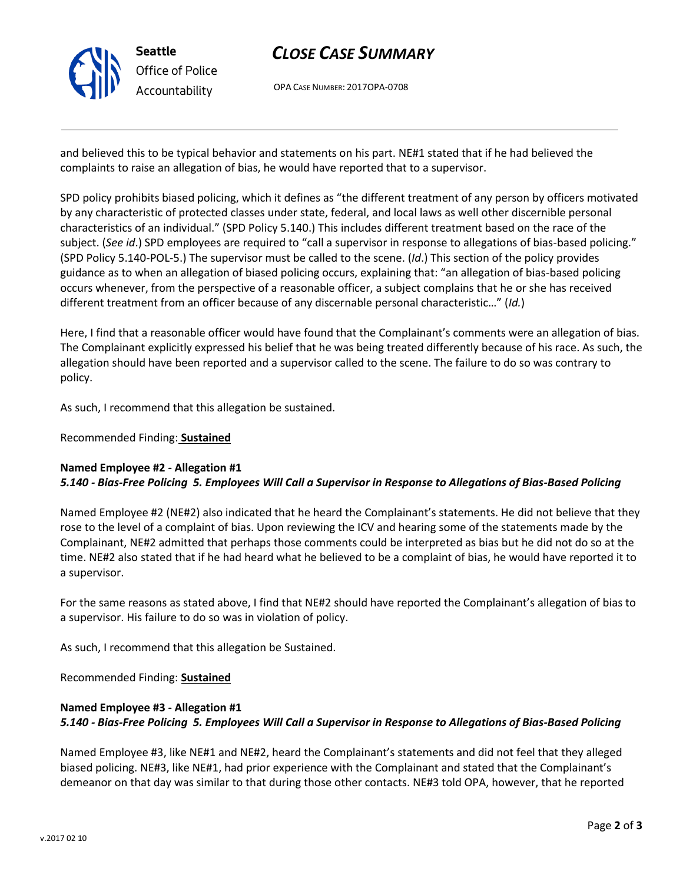and believed this to be typical behavior and statements on his part. NE#1 stated that if he had believed the complaints to raise an allegation of bias, he would have reported that to a supervisor.

SPD policy prohibits biased policing, which it defines as "the different treatment of any person by officers motivated by any characteristic of protected classes under state, federal, and local laws as well other discernible personal characteristics of an individual." (SPD Policy 5.140.) This includes different treatment based on the race of the subject. (*See id*.) SPD employees are required to "call a supervisor in response to allegations of bias-based policing." (SPD Policy 5.140-POL-5.) The supervisor must be called to the scene. (*Id*.) This section of the policy provides guidance as to when an allegation of biased policing occurs, explaining that: "an allegation of bias-based policing occurs whenever, from the perspective of a reasonable officer, a subject complains that he or she has received different treatment from an officer because of any discernable personal characteristic…" (*Id.*)

Here, I find that a reasonable officer would have found that the Complainant's comments were an allegation of bias. The Complainant explicitly expressed his belief that he was being treated differently because of his race. As such, the allegation should have been reported and a supervisor called to the scene. The failure to do so was contrary to policy.

As such, I recommend that this allegation be sustained.

Recommended Finding: **Sustained**

**Named Employee #2 - Allegation #1**
***5.140 - Bias-Free Policing 5. Employees Will Call a Supervisor in Response to Allegations of Bias-Based Policing***

Named Employee #2 (NE#2) also indicated that he heard the Complainant's statements. He did not believe that they rose to the level of a complaint of bias. Upon reviewing the ICV and hearing some of the statements made by the Complainant, NE#2 admitted that perhaps those comments could be interpreted as bias but he did not do so at the time. NE#2 also stated that if he had heard what he believed to be a complaint of bias, he would have reported it to a supervisor.

For the same reasons as stated above, I find that NE#2 should have reported the Complainant's allegation of bias to a supervisor. His failure to do so was in violation of policy.

As such, I recommend that this allegation be Sustained.

Recommended Finding: **Sustained**

**Named Employee #3 - Allegation #1**
***5.140 - Bias-Free Policing 5. Employees Will Call a Supervisor in Response to Allegations of Bias-Based Policing***

Named Employee #3, like NE#1 and NE#2, heard the Complainant's statements and did not feel that they alleged biased policing. NE#3, like NE#1, had prior experience with the Complainant and stated that the Complainant's demeanor on that day was similar to that during those other contacts. NE#3 told OPA, however, that he reported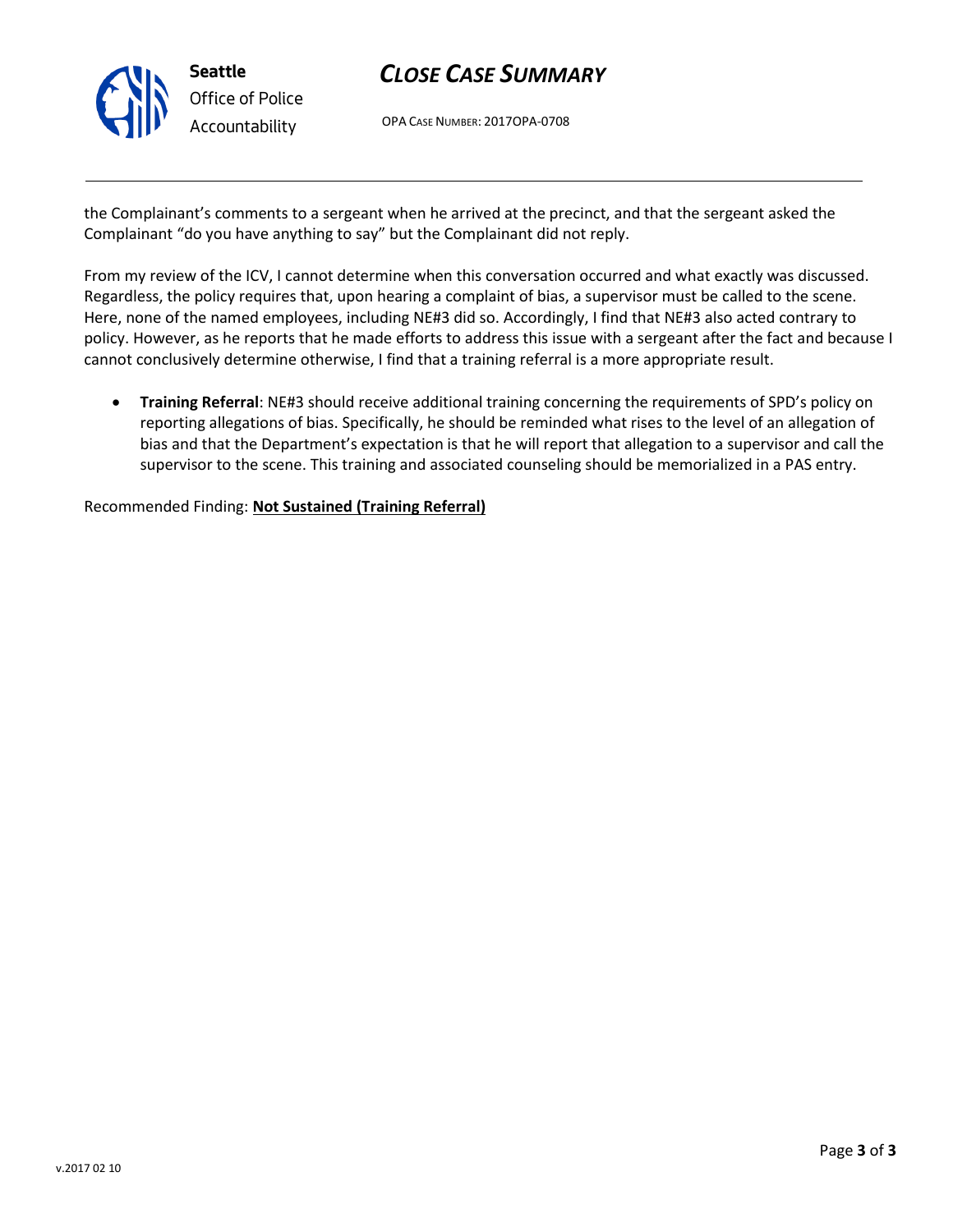the Complainant's comments to a sergeant when he arrived at the precinct, and that the sergeant asked the Complainant "do you have anything to say" but the Complainant did not reply.

From my review of the ICV, I cannot determine when this conversation occurred and what exactly was discussed. Regardless, the policy requires that, upon hearing a complaint of bias, a supervisor must be called to the scene. Here, none of the named employees, including NE#3 did so. Accordingly, I find that NE#3 also acted contrary to policy. However, as he reports that he made efforts to address this issue with a sergeant after the fact and because I cannot conclusively determine otherwise, I find that a training referral is a more appropriate result.

- **Training Referral**: NE#3 should receive additional training concerning the requirements of SPD's policy on reporting allegations of bias. Specifically, he should be reminded what rises to the level of an allegation of bias and that the Department's expectation is that he will report that allegation to a supervisor and call the supervisor to the scene. This training and associated counseling should be memorialized in a PAS entry.

Recommended Finding: **<u>Not Sustained (Training Referral)</u>**